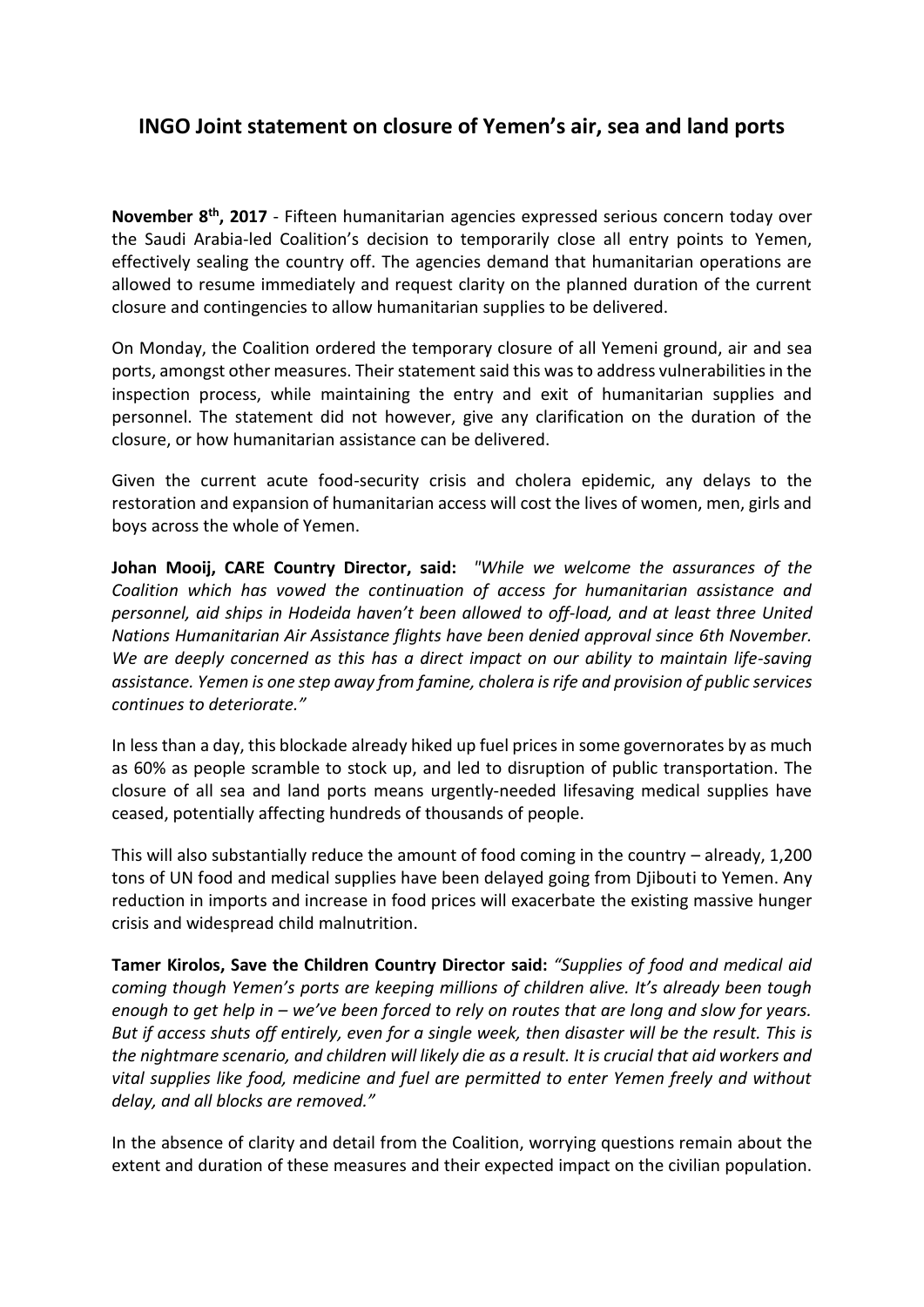# INGO Joint statement on closure of Yemen's air, sea and land ports

**November 8th, 2017** - Fifteen humanitarian agencies expressed serious concern today over the Saudi Arabia-led Coalition's decision to temporarily close all entry points to Yemen, effectively sealing the country off. The agencies demand that humanitarian operations are allowed to resume immediately and request clarity on the planned duration of the current closure and contingencies to allow humanitarian supplies to be delivered.

On Monday, the Coalition ordered the temporary closure of all Yemeni ground, air and sea ports, amongst other measures. Their statement said this was to address vulnerabilities in the inspection process, while maintaining the entry and exit of humanitarian supplies and personnel. The statement did not however, give any clarification on the duration of the closure, or how humanitarian assistance can be delivered.

Given the current acute food-security crisis and cholera epidemic, any delays to the restoration and expansion of humanitarian access will cost the lives of women, men, girls and boys across the whole of Yemen.

**Johan Mooij, CARE Country Director, said:** *"While we welcome the assurances of the Coalition which has vowed the continuation of access for humanitarian assistance and personnel, aid ships in Hodeida haven't been allowed to off-load, and at least three United Nations Humanitarian Air Assistance flights have been denied approval since 6th November. We are deeply concerned as this has a direct impact on our ability to maintain life-saving assistance. Yemen is one step away from famine, cholera is rife and provision of public services continues to deteriorate."*

In less than a day, this blockade already hiked up fuel prices in some governorates by as much as 60% as people scramble to stock up, and led to disruption of public transportation. The closure of all sea and land ports means urgently-needed lifesaving medical supplies have ceased, potentially affecting hundreds of thousands of people.

This will also substantially reduce the amount of food coming in the country – already, 1,200 tons of UN food and medical supplies have been delayed going from Djibouti to Yemen. Any reduction in imports and increase in food prices will exacerbate the existing massive hunger crisis and widespread child malnutrition.

**Tamer Kirolos, Save the Children Country Director said:** *"Supplies of food and medical aid coming though Yemen's ports are keeping millions of children alive. It's already been tough enough to get help in – we've been forced to rely on routes that are long and slow for years. But if access shuts off entirely, even for a single week, then disaster will be the result. This is the nightmare scenario, and children will likely die as a result. It is crucial that aid workers and vital supplies like food, medicine and fuel are permitted to enter Yemen freely and without delay, and all blocks are removed."*

In the absence of clarity and detail from the Coalition, worrying questions remain about the extent and duration of these measures and their expected impact on the civilian population.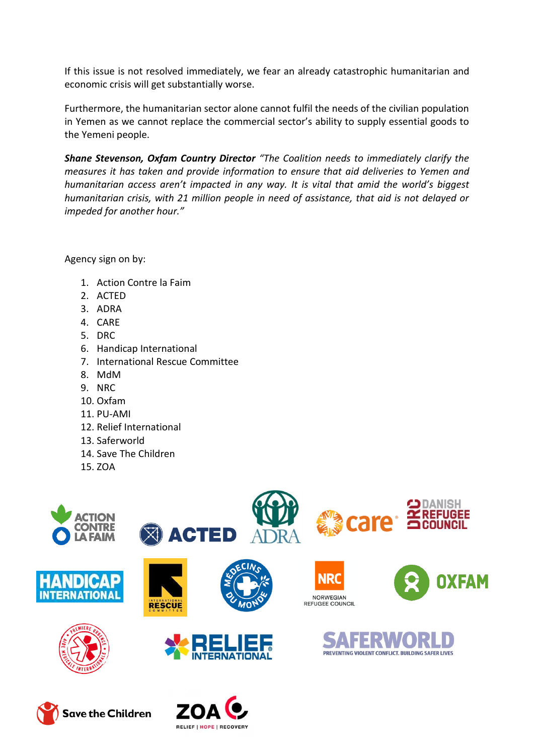If this issue is not resolved immediately, we fear an already catastrophic humanitarian and economic crisis will get substantially worse.

Furthermore, the humanitarian sector alone cannot fulfil the needs of the civilian population in Yemen as we cannot replace the commercial sector's ability to supply essential goods to the Yemeni people.

***Shane Stevenson, Oxfam Country Director*** *"The Coalition needs to immediately clarify the measures it has taken and provide information to ensure that aid deliveries to Yemen and humanitarian access aren't impacted in any way. It is vital that amid the world's biggest humanitarian crisis, with 21 million people in need of assistance, that aid is not delayed or impeded for another hour."*

Agency sign on by:

1. Action Contre la Faim
2. ACTED
3. ADRA
4. CARE
5. DRC
6. Handicap International
7. International Rescue Committee
8. MdM
9. NRC
10. Oxfam
11. PU-AMI
12. Relief International
13. Saferworld
14. Save The Children
15. ZOA